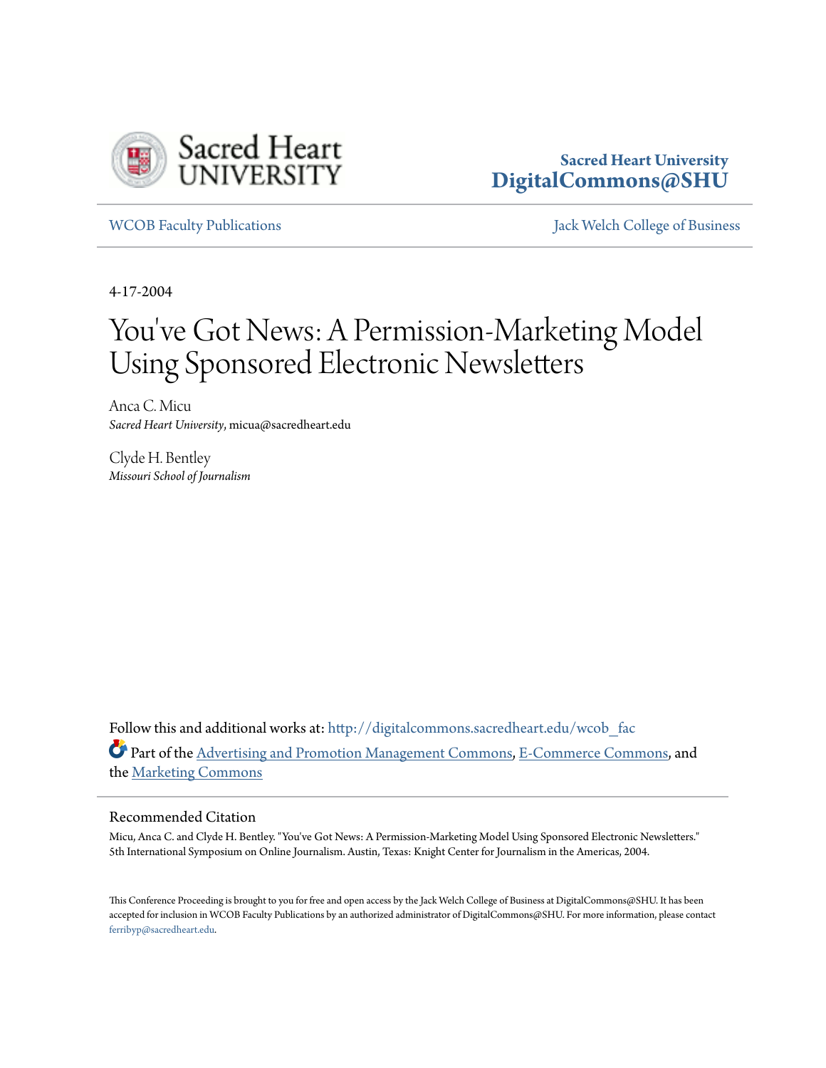Sacred Heart University
DigitalCommons@SHU

WCOB Faculty Publications | Jack Welch College of Business

4-17-2004

# You've Got News: A Permission-Marketing Model Using Sponsored Electronic Newsletters

Anca C. Micu
*Sacred Heart University*, micua@sacredheart.edu

Clyde H. Bentley
*Missouri School of Journalism*

Follow this and additional works at: http://digitalcommons.sacredheart.edu/wcob_fac

Part of the Advertising and Promotion Management Commons, E-Commerce Commons, and the Marketing Commons

## Recommended Citation

Micu, Anca C. and Clyde H. Bentley. "You've Got News: A Permission-Marketing Model Using Sponsored Electronic Newsletters." 5th International Symposium on Online Journalism. Austin, Texas: Knight Center for Journalism in the Americas, 2004.

This Conference Proceeding is brought to you for free and open access by the Jack Welch College of Business at DigitalCommons@SHU. It has been accepted for inclusion in WCOB Faculty Publications by an authorized administrator of DigitalCommons@SHU. For more information, please contact ferribyp@sacredheart.edu.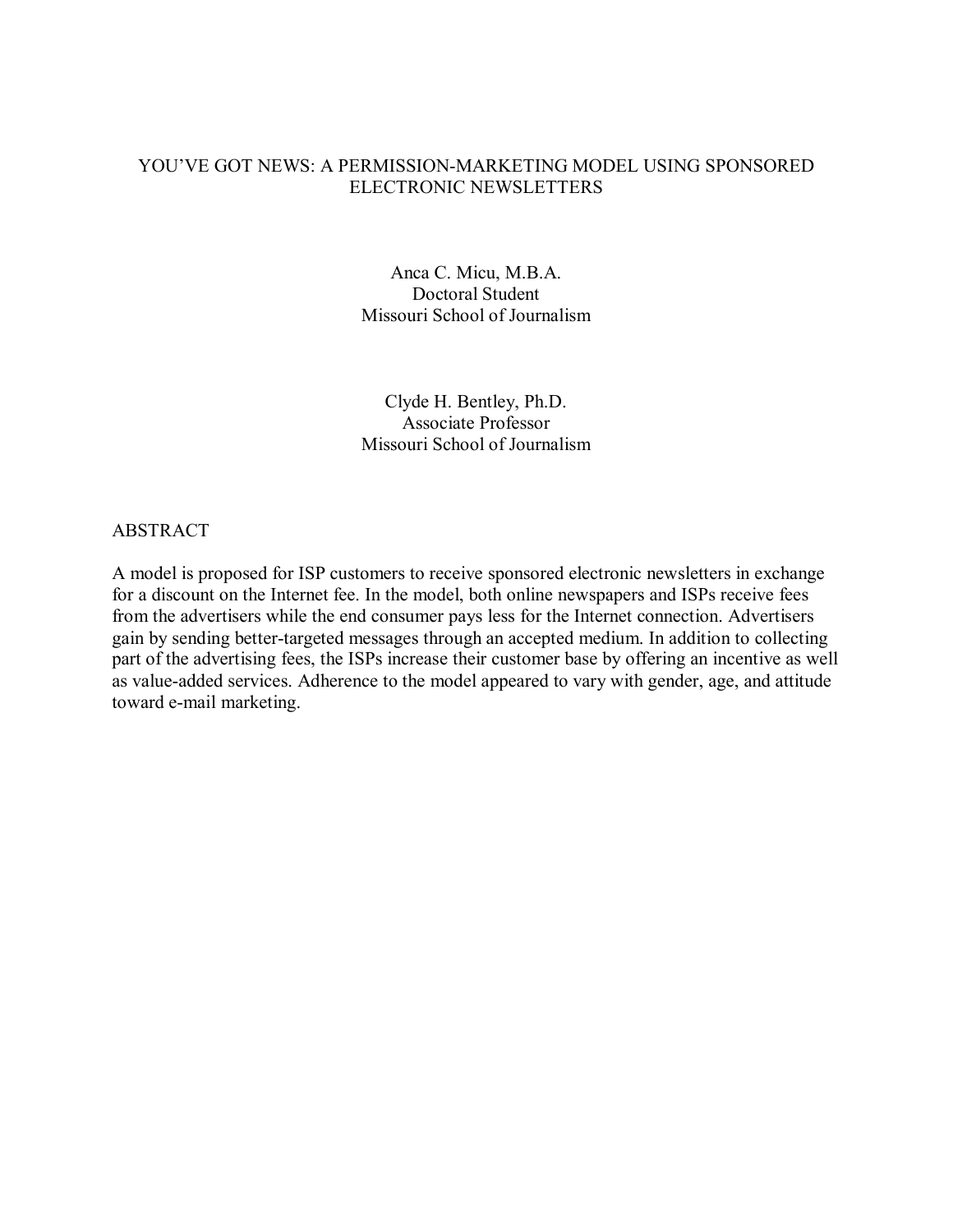# YOU'VE GOT NEWS: A PERMISSION-MARKETING MODEL USING SPONSORED ELECTRONIC NEWSLETTERS

Anca C. Micu, M.B.A.
Doctoral Student
Missouri School of Journalism

Clyde H. Bentley, Ph.D.
Associate Professor
Missouri School of Journalism

## ABSTRACT

A model is proposed for ISP customers to receive sponsored electronic newsletters in exchange for a discount on the Internet fee. In the model, both online newspapers and ISPs receive fees from the advertisers while the end consumer pays less for the Internet connection. Advertisers gain by sending better-targeted messages through an accepted medium. In addition to collecting part of the advertising fees, the ISPs increase their customer base by offering an incentive as well as value-added services. Adherence to the model appeared to vary with gender, age, and attitude toward e-mail marketing.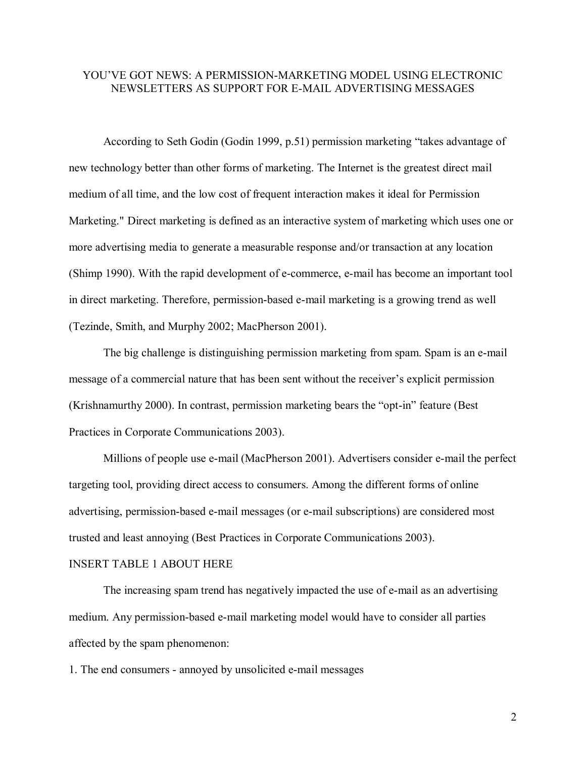# YOU'VE GOT NEWS: A PERMISSION-MARKETING MODEL USING ELECTRONIC NEWSLETTERS AS SUPPORT FOR E-MAIL ADVERTISING MESSAGES

According to Seth Godin (Godin 1999, p.51) permission marketing "takes advantage of new technology better than other forms of marketing. The Internet is the greatest direct mail medium of all time, and the low cost of frequent interaction makes it ideal for Permission Marketing." Direct marketing is defined as an interactive system of marketing which uses one or more advertising media to generate a measurable response and/or transaction at any location (Shimp 1990). With the rapid development of e-commerce, e-mail has become an important tool in direct marketing. Therefore, permission-based e-mail marketing is a growing trend as well (Tezinde, Smith, and Murphy 2002; MacPherson 2001).

The big challenge is distinguishing permission marketing from spam. Spam is an e-mail message of a commercial nature that has been sent without the receiver's explicit permission (Krishnamurthy 2000). In contrast, permission marketing bears the "opt-in" feature (Best Practices in Corporate Communications 2003).

Millions of people use e-mail (MacPherson 2001). Advertisers consider e-mail the perfect targeting tool, providing direct access to consumers. Among the different forms of online advertising, permission-based e-mail messages (or e-mail subscriptions) are considered most trusted and least annoying (Best Practices in Corporate Communications 2003).

INSERT TABLE 1 ABOUT HERE

The increasing spam trend has negatively impacted the use of e-mail as an advertising medium. Any permission-based e-mail marketing model would have to consider all parties affected by the spam phenomenon:

1. The end consumers - annoyed by unsolicited e-mail messages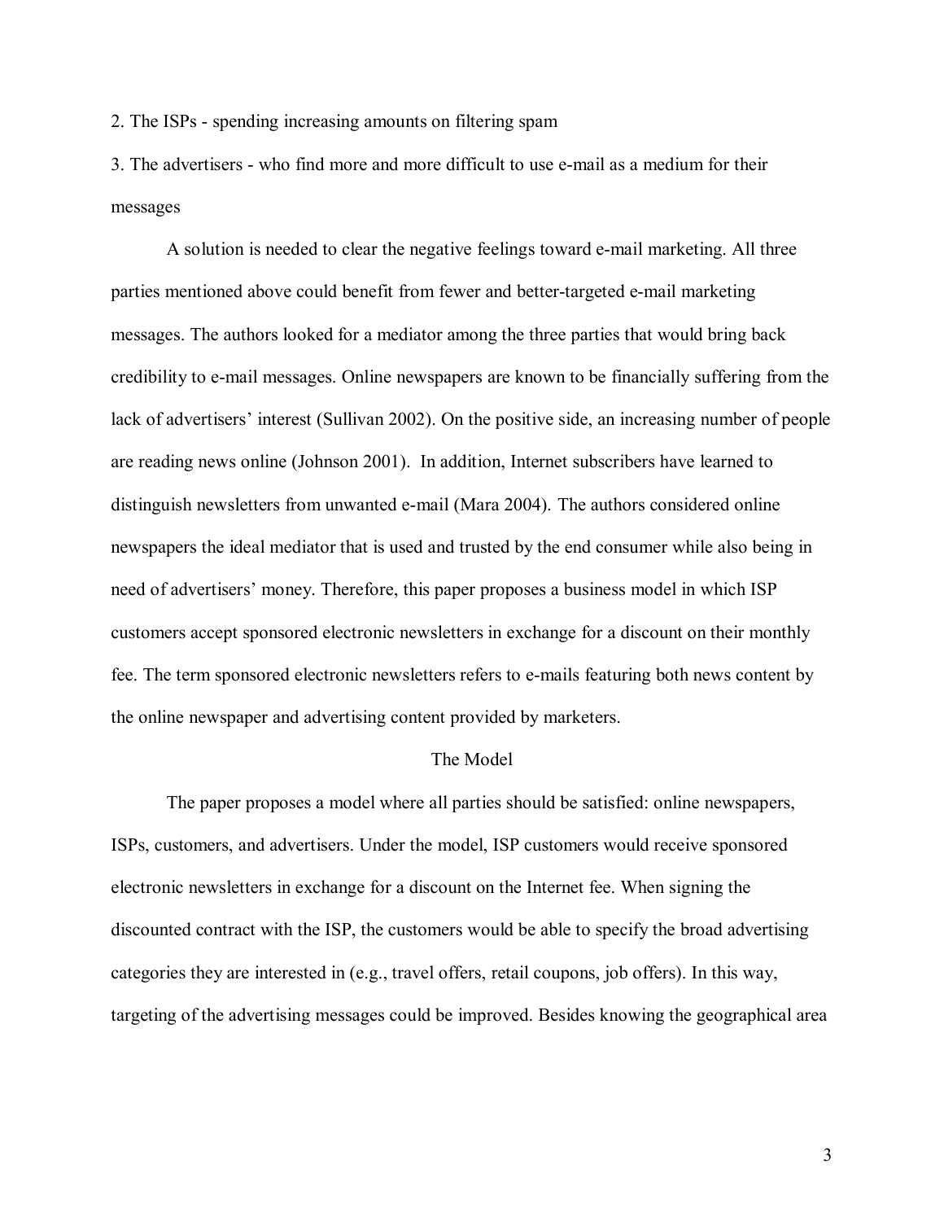2. The ISPs - spending increasing amounts on filtering spam

3. The advertisers - who find more and more difficult to use e-mail as a medium for their messages

A solution is needed to clear the negative feelings toward e-mail marketing. All three parties mentioned above could benefit from fewer and better-targeted e-mail marketing messages. The authors looked for a mediator among the three parties that would bring back credibility to e-mail messages. Online newspapers are known to be financially suffering from the lack of advertisers' interest (Sullivan 2002). On the positive side, an increasing number of people are reading news online (Johnson 2001). In addition, Internet subscribers have learned to distinguish newsletters from unwanted e-mail (Mara 2004). The authors considered online newspapers the ideal mediator that is used and trusted by the end consumer while also being in need of advertisers' money. Therefore, this paper proposes a business model in which ISP customers accept sponsored electronic newsletters in exchange for a discount on their monthly fee. The term sponsored electronic newsletters refers to e-mails featuring both news content by the online newspaper and advertising content provided by marketers.

## The Model

The paper proposes a model where all parties should be satisfied: online newspapers, ISPs, customers, and advertisers. Under the model, ISP customers would receive sponsored electronic newsletters in exchange for a discount on the Internet fee. When signing the discounted contract with the ISP, the customers would be able to specify the broad advertising categories they are interested in (e.g., travel offers, retail coupons, job offers). In this way, targeting of the advertising messages could be improved. Besides knowing the geographical area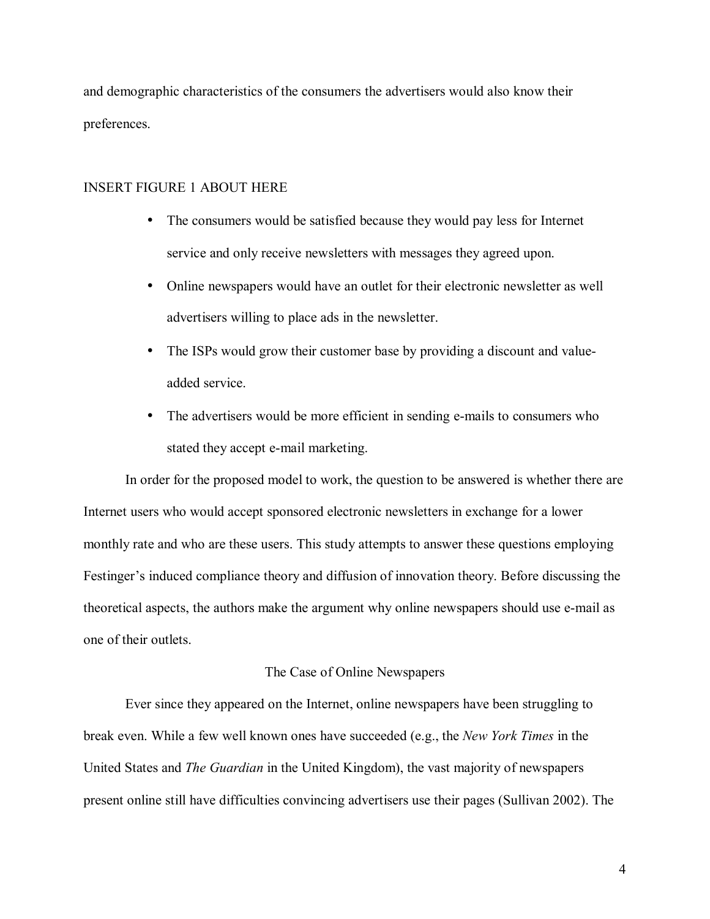and demographic characteristics of the consumers the advertisers would also know their preferences.

INSERT FIGURE 1 ABOUT HERE

- The consumers would be satisfied because they would pay less for Internet service and only receive newsletters with messages they agreed upon.
- Online newspapers would have an outlet for their electronic newsletter as well advertisers willing to place ads in the newsletter.
- The ISPs would grow their customer base by providing a discount and value-added service.
- The advertisers would be more efficient in sending e-mails to consumers who stated they accept e-mail marketing.

In order for the proposed model to work, the question to be answered is whether there are Internet users who would accept sponsored electronic newsletters in exchange for a lower monthly rate and who are these users. This study attempts to answer these questions employing Festinger's induced compliance theory and diffusion of innovation theory. Before discussing the theoretical aspects, the authors make the argument why online newspapers should use e-mail as one of their outlets.

## The Case of Online Newspapers

Ever since they appeared on the Internet, online newspapers have been struggling to break even. While a few well known ones have succeeded (e.g., the *New York Times* in the United States and *The Guardian* in the United Kingdom), the vast majority of newspapers present online still have difficulties convincing advertisers use their pages (Sullivan 2002). The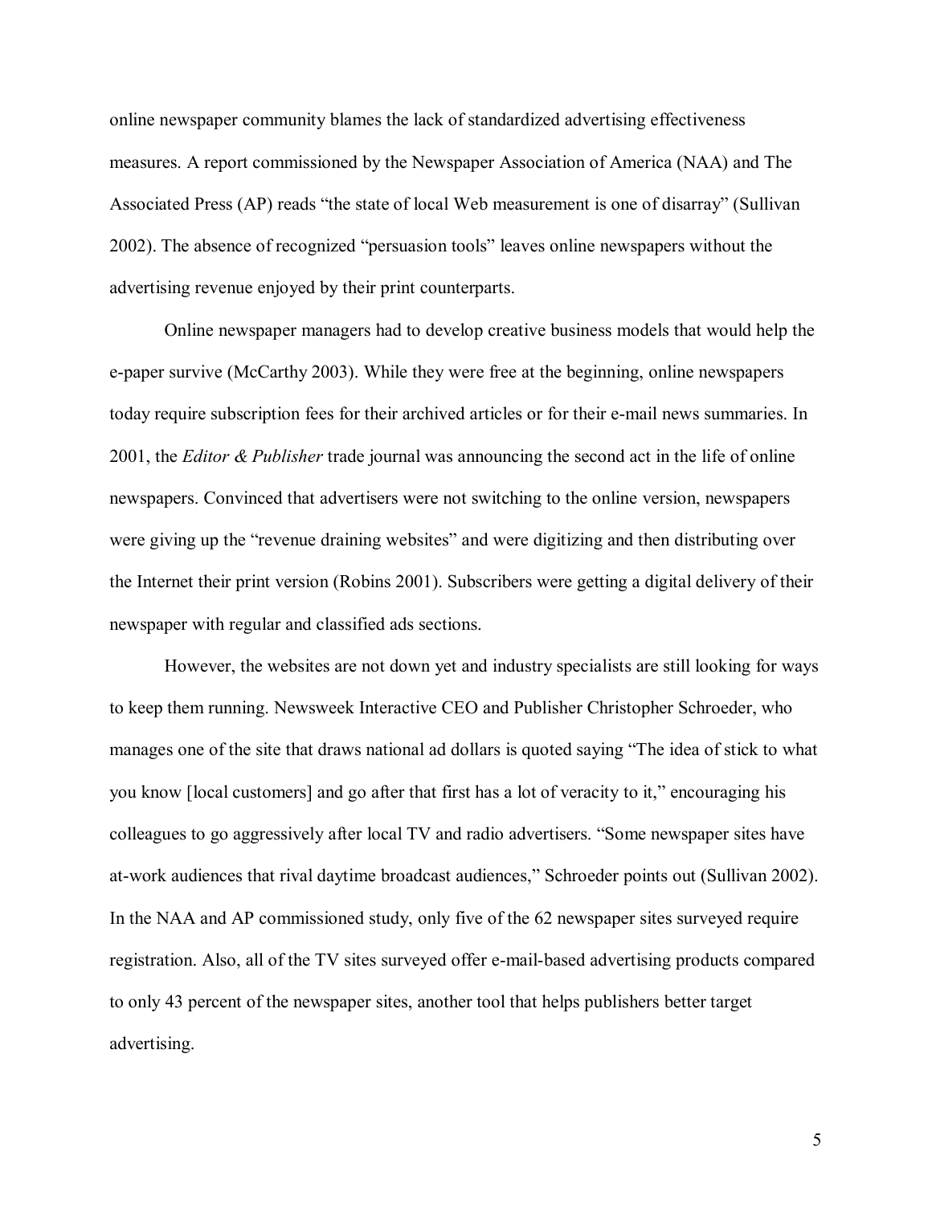online newspaper community blames the lack of standardized advertising effectiveness measures. A report commissioned by the Newspaper Association of America (NAA) and The Associated Press (AP) reads "the state of local Web measurement is one of disarray" (Sullivan 2002). The absence of recognized "persuasion tools" leaves online newspapers without the advertising revenue enjoyed by their print counterparts.

Online newspaper managers had to develop creative business models that would help the e-paper survive (McCarthy 2003). While they were free at the beginning, online newspapers today require subscription fees for their archived articles or for their e-mail news summaries. In 2001, the *Editor & Publisher* trade journal was announcing the second act in the life of online newspapers. Convinced that advertisers were not switching to the online version, newspapers were giving up the "revenue draining websites" and were digitizing and then distributing over the Internet their print version (Robins 2001). Subscribers were getting a digital delivery of their newspaper with regular and classified ads sections.

However, the websites are not down yet and industry specialists are still looking for ways to keep them running. Newsweek Interactive CEO and Publisher Christopher Schroeder, who manages one of the site that draws national ad dollars is quoted saying "The idea of stick to what you know [local customers] and go after that first has a lot of veracity to it," encouraging his colleagues to go aggressively after local TV and radio advertisers. "Some newspaper sites have at-work audiences that rival daytime broadcast audiences," Schroeder points out (Sullivan 2002). In the NAA and AP commissioned study, only five of the 62 newspaper sites surveyed require registration. Also, all of the TV sites surveyed offer e-mail-based advertising products compared to only 43 percent of the newspaper sites, another tool that helps publishers better target advertising.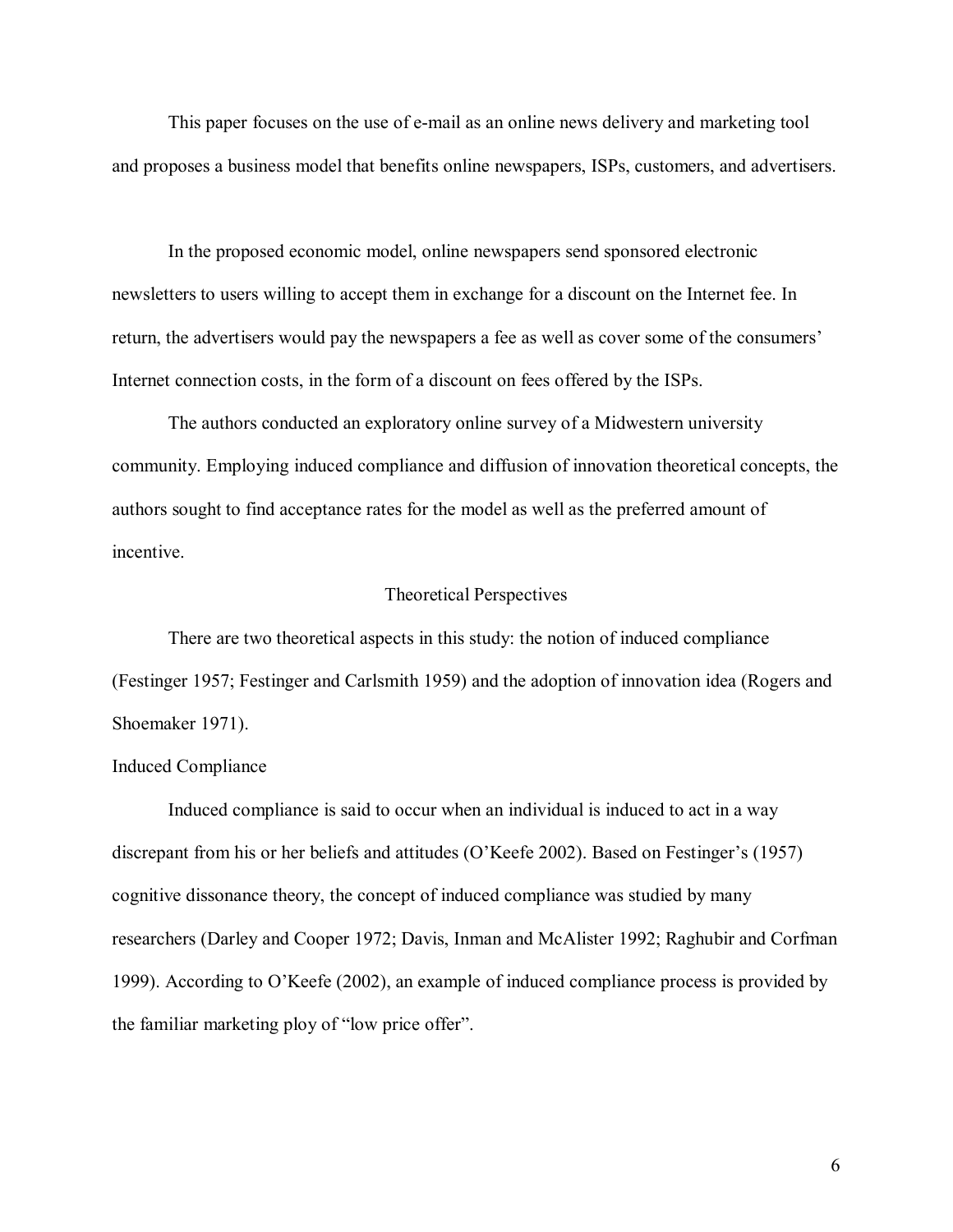This paper focuses on the use of e-mail as an online news delivery and marketing tool and proposes a business model that benefits online newspapers, ISPs, customers, and advertisers.

In the proposed economic model, online newspapers send sponsored electronic newsletters to users willing to accept them in exchange for a discount on the Internet fee. In return, the advertisers would pay the newspapers a fee as well as cover some of the consumers' Internet connection costs, in the form of a discount on fees offered by the ISPs.

The authors conducted an exploratory online survey of a Midwestern university community. Employing induced compliance and diffusion of innovation theoretical concepts, the authors sought to find acceptance rates for the model as well as the preferred amount of incentive.

## Theoretical Perspectives

There are two theoretical aspects in this study: the notion of induced compliance (Festinger 1957; Festinger and Carlsmith 1959) and the adoption of innovation idea (Rogers and Shoemaker 1971).

### Induced Compliance

Induced compliance is said to occur when an individual is induced to act in a way discrepant from his or her beliefs and attitudes (O'Keefe 2002). Based on Festinger's (1957) cognitive dissonance theory, the concept of induced compliance was studied by many researchers (Darley and Cooper 1972; Davis, Inman and McAlister 1992; Raghubir and Corfman 1999). According to O'Keefe (2002), an example of induced compliance process is provided by the familiar marketing ploy of "low price offer".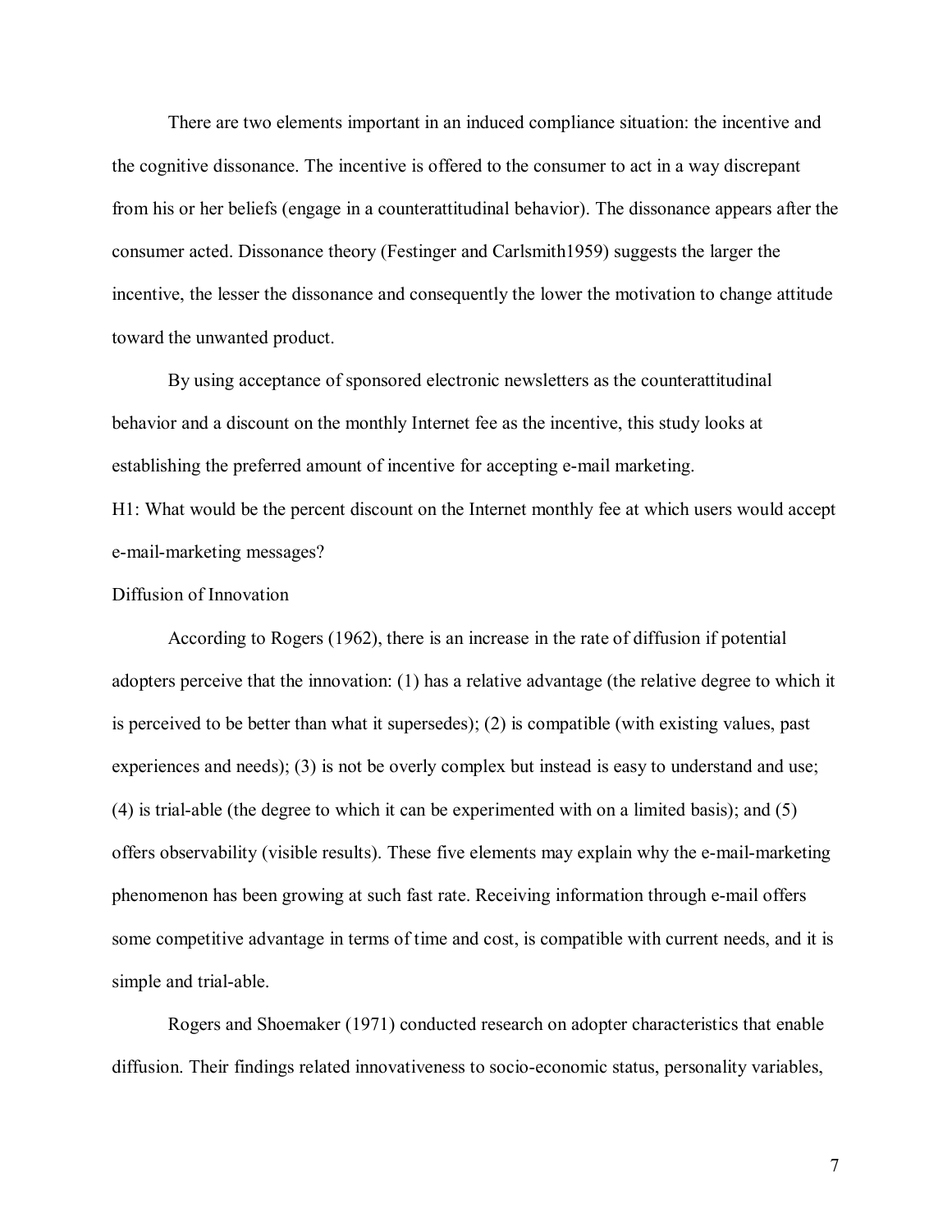There are two elements important in an induced compliance situation: the incentive and the cognitive dissonance. The incentive is offered to the consumer to act in a way discrepant from his or her beliefs (engage in a counterattitudinal behavior). The dissonance appears after the consumer acted. Dissonance theory (Festinger and Carlsmith1959) suggests the larger the incentive, the lesser the dissonance and consequently the lower the motivation to change attitude toward the unwanted product.

By using acceptance of sponsored electronic newsletters as the counterattitudinal behavior and a discount on the monthly Internet fee as the incentive, this study looks at establishing the preferred amount of incentive for accepting e-mail marketing.

H1: What would be the percent discount on the Internet monthly fee at which users would accept e-mail-marketing messages?

Diffusion of Innovation

According to Rogers (1962), there is an increase in the rate of diffusion if potential adopters perceive that the innovation: (1) has a relative advantage (the relative degree to which it is perceived to be better than what it supersedes); (2) is compatible (with existing values, past experiences and needs); (3) is not be overly complex but instead is easy to understand and use; (4) is trial-able (the degree to which it can be experimented with on a limited basis); and (5) offers observability (visible results). These five elements may explain why the e-mail-marketing phenomenon has been growing at such fast rate. Receiving information through e-mail offers some competitive advantage in terms of time and cost, is compatible with current needs, and it is simple and trial-able.

Rogers and Shoemaker (1971) conducted research on adopter characteristics that enable diffusion. Their findings related innovativeness to socio-economic status, personality variables,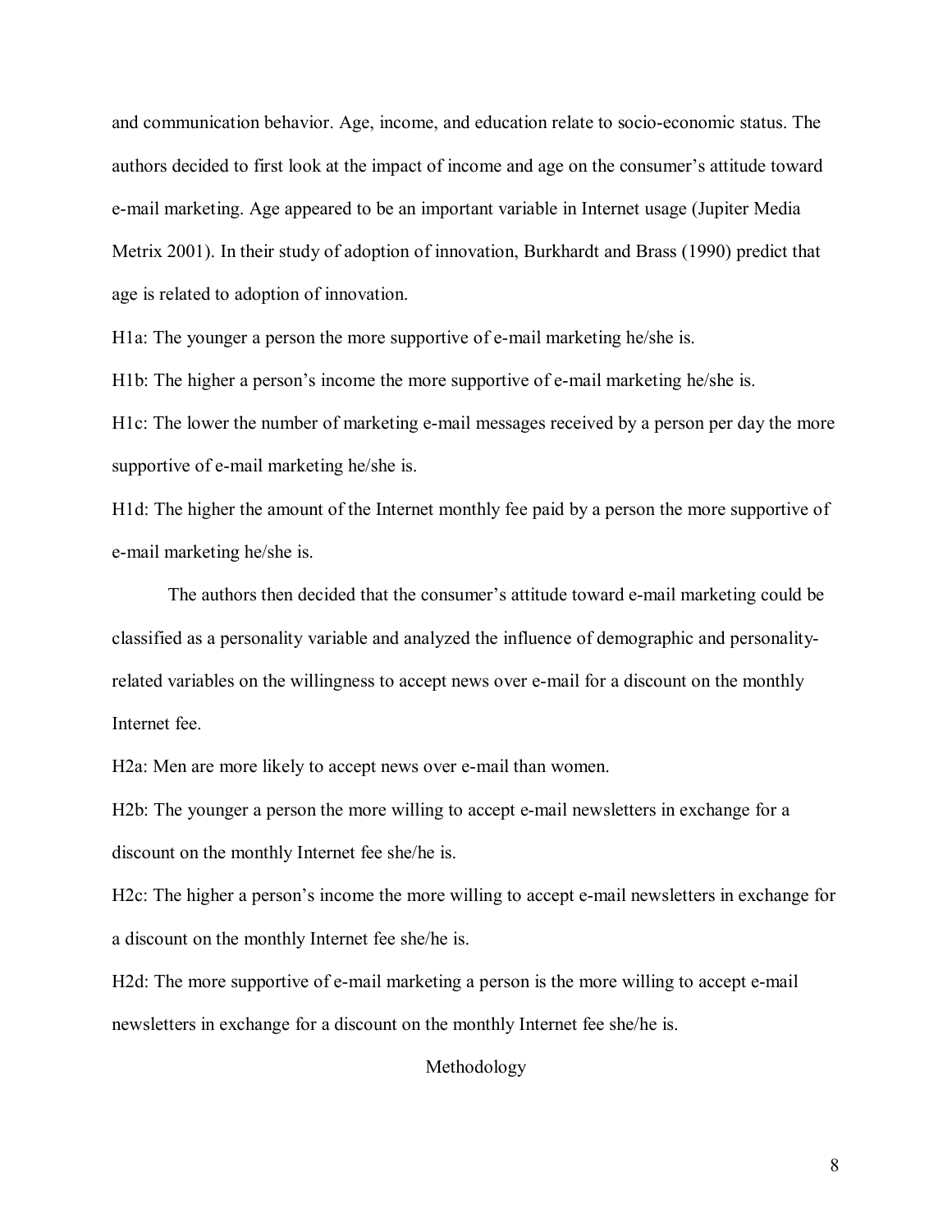and communication behavior. Age, income, and education relate to socio-economic status. The authors decided to first look at the impact of income and age on the consumer's attitude toward e-mail marketing. Age appeared to be an important variable in Internet usage (Jupiter Media Metrix 2001). In their study of adoption of innovation, Burkhardt and Brass (1990) predict that age is related to adoption of innovation.

H1a: The younger a person the more supportive of e-mail marketing he/she is.

H1b: The higher a person's income the more supportive of e-mail marketing he/she is.

H1c: The lower the number of marketing e-mail messages received by a person per day the more supportive of e-mail marketing he/she is.

H1d: The higher the amount of the Internet monthly fee paid by a person the more supportive of e-mail marketing he/she is.

The authors then decided that the consumer's attitude toward e-mail marketing could be classified as a personality variable and analyzed the influence of demographic and personality-related variables on the willingness to accept news over e-mail for a discount on the monthly Internet fee.

H2a: Men are more likely to accept news over e-mail than women.

H2b: The younger a person the more willing to accept e-mail newsletters in exchange for a discount on the monthly Internet fee she/he is.

H2c: The higher a person's income the more willing to accept e-mail newsletters in exchange for a discount on the monthly Internet fee she/he is.

H2d: The more supportive of e-mail marketing a person is the more willing to accept e-mail newsletters in exchange for a discount on the monthly Internet fee she/he is.

## Methodology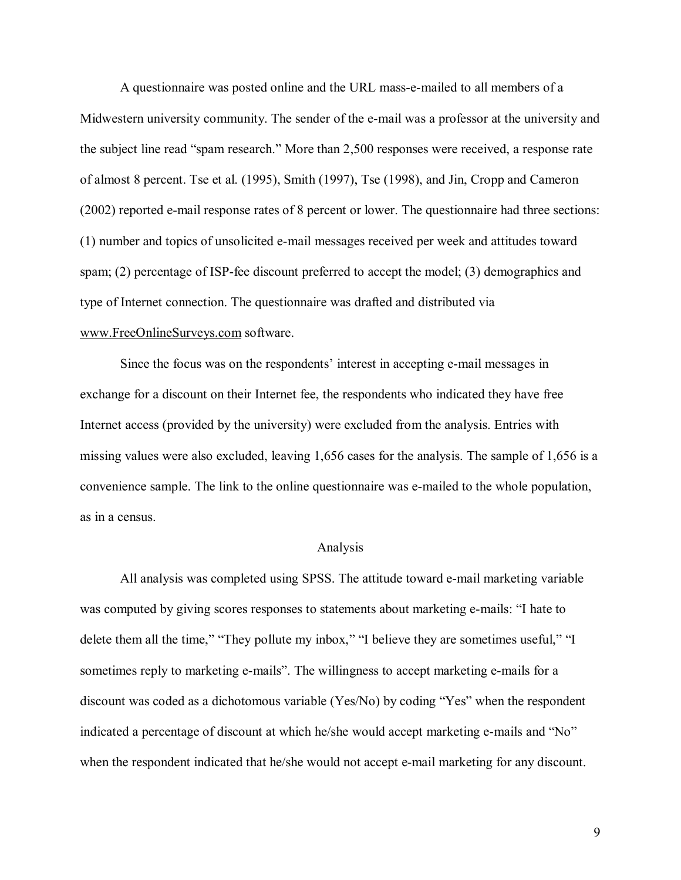A questionnaire was posted online and the URL mass-e-mailed to all members of a Midwestern university community. The sender of the e-mail was a professor at the university and the subject line read "spam research." More than 2,500 responses were received, a response rate of almost 8 percent. Tse et al. (1995), Smith (1997), Tse (1998), and Jin, Cropp and Cameron (2002) reported e-mail response rates of 8 percent or lower. The questionnaire had three sections: (1) number and topics of unsolicited e-mail messages received per week and attitudes toward spam; (2) percentage of ISP-fee discount preferred to accept the model; (3) demographics and type of Internet connection. The questionnaire was drafted and distributed via www.FreeOnlineSurveys.com software.

Since the focus was on the respondents' interest in accepting e-mail messages in exchange for a discount on their Internet fee, the respondents who indicated they have free Internet access (provided by the university) were excluded from the analysis. Entries with missing values were also excluded, leaving 1,656 cases for the analysis. The sample of 1,656 is a convenience sample. The link to the online questionnaire was e-mailed to the whole population, as in a census.

## Analysis

All analysis was completed using SPSS. The attitude toward e-mail marketing variable was computed by giving scores responses to statements about marketing e-mails: "I hate to delete them all the time," "They pollute my inbox," "I believe they are sometimes useful," "I sometimes reply to marketing e-mails". The willingness to accept marketing e-mails for a discount was coded as a dichotomous variable (Yes/No) by coding "Yes" when the respondent indicated a percentage of discount at which he/she would accept marketing e-mails and "No" when the respondent indicated that he/she would not accept e-mail marketing for any discount.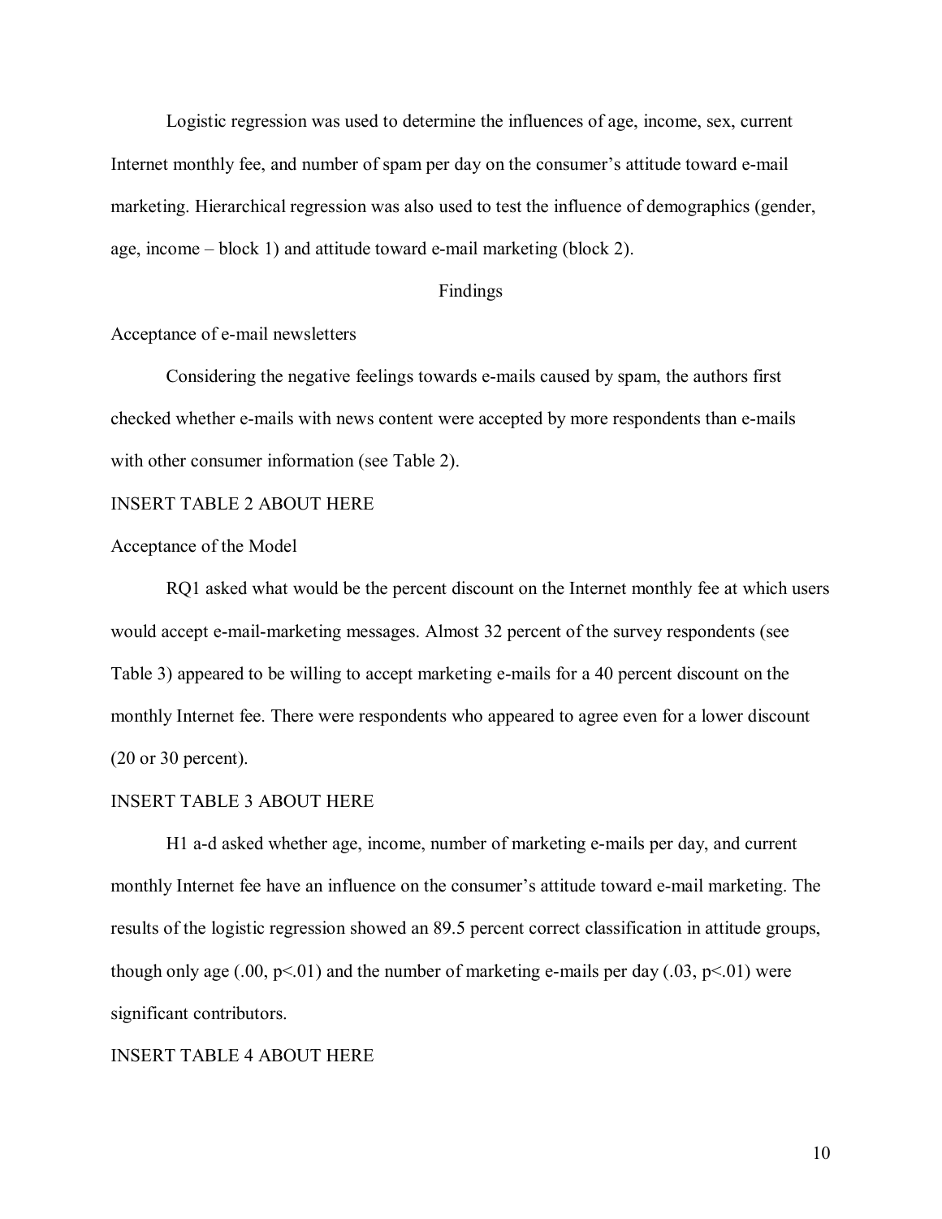Logistic regression was used to determine the influences of age, income, sex, current Internet monthly fee, and number of spam per day on the consumer's attitude toward e-mail marketing. Hierarchical regression was also used to test the influence of demographics (gender, age, income – block 1) and attitude toward e-mail marketing (block 2).

## Findings

### Acceptance of e-mail newsletters

Considering the negative feelings towards e-mails caused by spam, the authors first checked whether e-mails with news content were accepted by more respondents than e-mails with other consumer information (see Table 2).

INSERT TABLE 2 ABOUT HERE

### Acceptance of the Model

RQ1 asked what would be the percent discount on the Internet monthly fee at which users would accept e-mail-marketing messages. Almost 32 percent of the survey respondents (see Table 3) appeared to be willing to accept marketing e-mails for a 40 percent discount on the monthly Internet fee. There were respondents who appeared to agree even for a lower discount (20 or 30 percent).

INSERT TABLE 3 ABOUT HERE

H1 a-d asked whether age, income, number of marketing e-mails per day, and current monthly Internet fee have an influence on the consumer's attitude toward e-mail marketing. The results of the logistic regression showed an 89.5 percent correct classification in attitude groups, though only age (.00, $p<.01$) and the number of marketing e-mails per day (.03, $p<.01$) were significant contributors.

INSERT TABLE 4 ABOUT HERE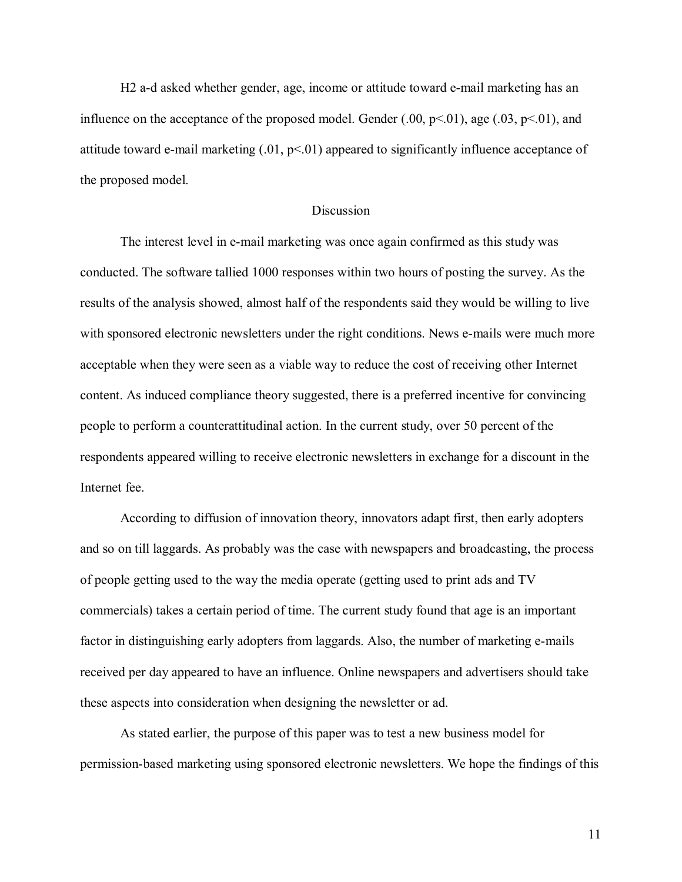H2 a-d asked whether gender, age, income or attitude toward e-mail marketing has an influence on the acceptance of the proposed model. Gender (.00, $p<.01$), age (.03, $p<.01$), and attitude toward e-mail marketing (.01, $p<.01$) appeared to significantly influence acceptance of the proposed model.

## Discussion

The interest level in e-mail marketing was once again confirmed as this study was conducted. The software tallied 1000 responses within two hours of posting the survey. As the results of the analysis showed, almost half of the respondents said they would be willing to live with sponsored electronic newsletters under the right conditions. News e-mails were much more acceptable when they were seen as a viable way to reduce the cost of receiving other Internet content. As induced compliance theory suggested, there is a preferred incentive for convincing people to perform a counterattitudinal action. In the current study, over 50 percent of the respondents appeared willing to receive electronic newsletters in exchange for a discount in the Internet fee.

According to diffusion of innovation theory, innovators adapt first, then early adopters and so on till laggards. As probably was the case with newspapers and broadcasting, the process of people getting used to the way the media operate (getting used to print ads and TV commercials) takes a certain period of time. The current study found that age is an important factor in distinguishing early adopters from laggards. Also, the number of marketing e-mails received per day appeared to have an influence. Online newspapers and advertisers should take these aspects into consideration when designing the newsletter or ad.

As stated earlier, the purpose of this paper was to test a new business model for permission-based marketing using sponsored electronic newsletters. We hope the findings of this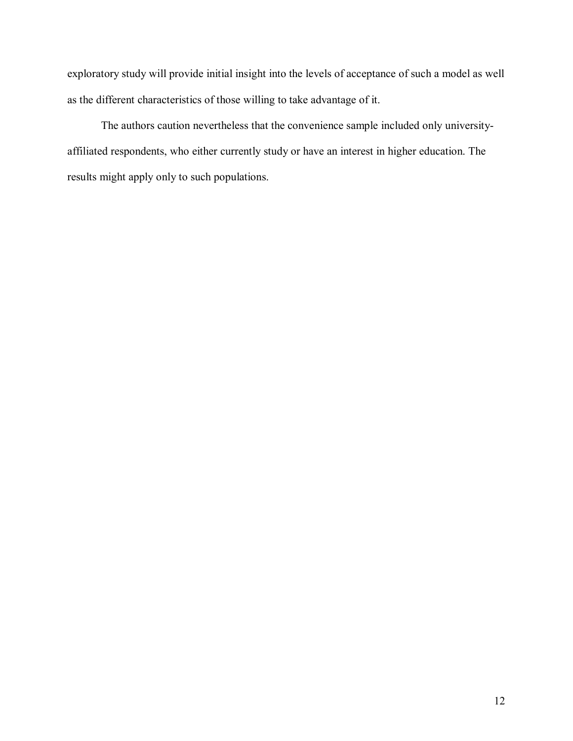exploratory study will provide initial insight into the levels of acceptance of such a model as well as the different characteristics of those willing to take advantage of it.

The authors caution nevertheless that the convenience sample included only university-affiliated respondents, who either currently study or have an interest in higher education. The results might apply only to such populations.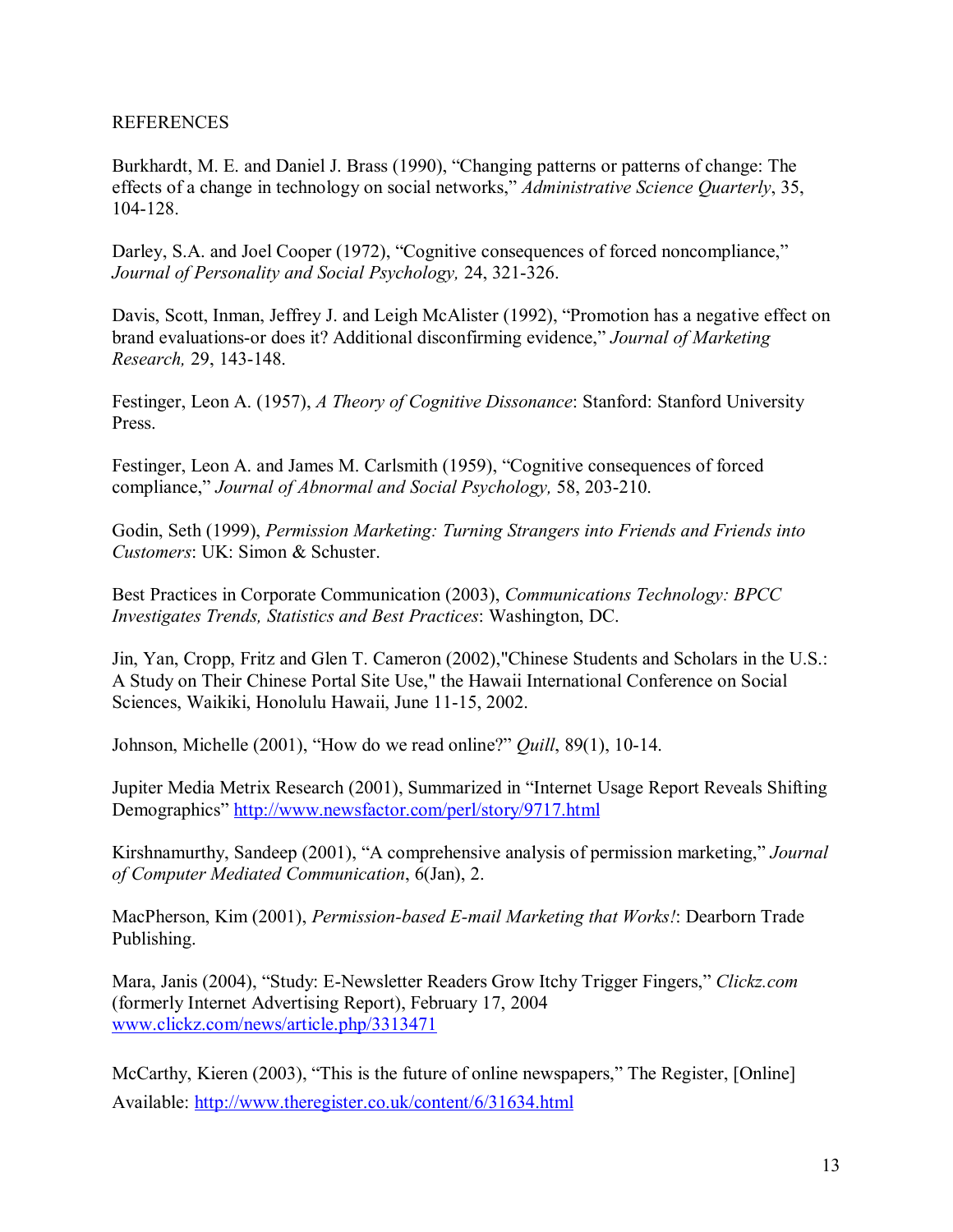# REFERENCES

Burkhardt, M. E. and Daniel J. Brass (1990), "Changing patterns or patterns of change: The effects of a change in technology on social networks," *Administrative Science Quarterly*, 35, 104-128.

Darley, S.A. and Joel Cooper (1972), "Cognitive consequences of forced noncompliance," *Journal of Personality and Social Psychology,* 24, 321-326.

Davis, Scott, Inman, Jeffrey J. and Leigh McAlister (1992), "Promotion has a negative effect on brand evaluations-or does it? Additional disconfirming evidence," *Journal of Marketing Research,* 29, 143-148.

Festinger, Leon A. (1957), *A Theory of Cognitive Dissonance*: Stanford: Stanford University Press.

Festinger, Leon A. and James M. Carlsmith (1959), "Cognitive consequences of forced compliance," *Journal of Abnormal and Social Psychology,* 58, 203-210.

Godin, Seth (1999), *Permission Marketing: Turning Strangers into Friends and Friends into Customers*: UK: Simon & Schuster.

Best Practices in Corporate Communication (2003), *Communications Technology: BPCC Investigates Trends, Statistics and Best Practices*: Washington, DC.

Jin, Yan, Cropp, Fritz and Glen T. Cameron (2002),"Chinese Students and Scholars in the U.S.: A Study on Their Chinese Portal Site Use," the Hawaii International Conference on Social Sciences, Waikiki, Honolulu Hawaii, June 11-15, 2002.

Johnson, Michelle (2001), "How do we read online?" *Quill*, 89(1), 10-14.

Jupiter Media Metrix Research (2001), Summarized in "Internet Usage Report Reveals Shifting Demographics" http://www.newsfactor.com/perl/story/9717.html

Kirshnamurthy, Sandeep (2001), "A comprehensive analysis of permission marketing," *Journal of Computer Mediated Communication*, 6(Jan), 2.

MacPherson, Kim (2001), *Permission-based E-mail Marketing that Works!*: Dearborn Trade Publishing.

Mara, Janis (2004), "Study: E-Newsletter Readers Grow Itchy Trigger Fingers," *Clickz.com* (formerly Internet Advertising Report), February 17, 2004 www.clickz.com/news/article.php/3313471

McCarthy, Kieren (2003), "This is the future of online newspapers," The Register, [Online] Available: http://www.theregister.co.uk/content/6/31634.html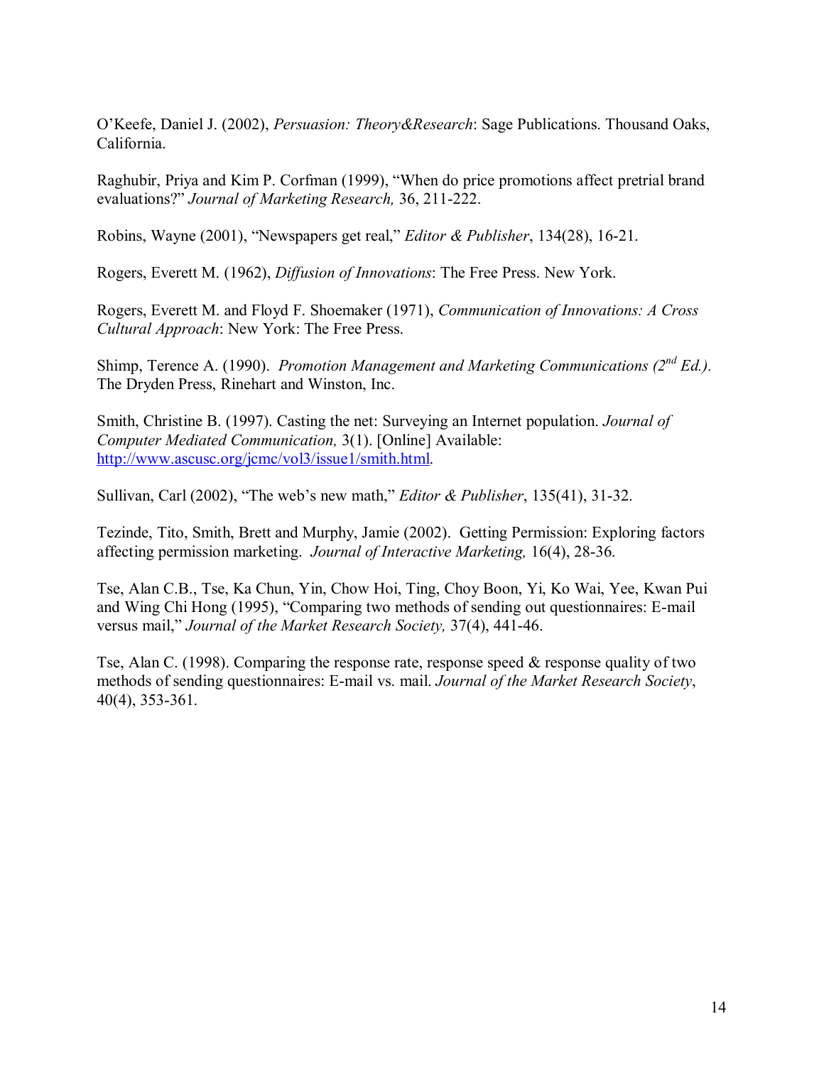O'Keefe, Daniel J. (2002), *Persuasion: Theory&Research*: Sage Publications. Thousand Oaks, California.

Raghubir, Priya and Kim P. Corfman (1999), "When do price promotions affect pretrial brand evaluations?" *Journal of Marketing Research,* 36, 211-222.

Robins, Wayne (2001), "Newspapers get real," *Editor & Publisher*, 134(28), 16-21.

Rogers, Everett M. (1962), *Diffusion of Innovations*: The Free Press. New York.

Rogers, Everett M. and Floyd F. Shoemaker (1971), *Communication of Innovations: A Cross Cultural Approach*: New York: The Free Press.

Shimp, Terence A. (1990). *Promotion Management and Marketing Communications (2nd Ed.).* The Dryden Press, Rinehart and Winston, Inc.

Smith, Christine B. (1997). Casting the net: Surveying an Internet population. *Journal of Computer Mediated Communication,* 3(1). [Online] Available: http://www.ascusc.org/jcmc/vol3/issue1/smith.html.

Sullivan, Carl (2002), "The web's new math," *Editor & Publisher*, 135(41), 31-32.

Tezinde, Tito, Smith, Brett and Murphy, Jamie (2002). Getting Permission: Exploring factors affecting permission marketing. *Journal of Interactive Marketing,* 16(4), 28-36.

Tse, Alan C.B., Tse, Ka Chun, Yin, Chow Hoi, Ting, Choy Boon, Yi, Ko Wai, Yee, Kwan Pui and Wing Chi Hong (1995), "Comparing two methods of sending out questionnaires: E-mail versus mail," *Journal of the Market Research Society,* 37(4), 441-46.

Tse, Alan C. (1998). Comparing the response rate, response speed & response quality of two methods of sending questionnaires: E-mail vs. mail. *Journal of the Market Research Society*, 40(4), 353-361.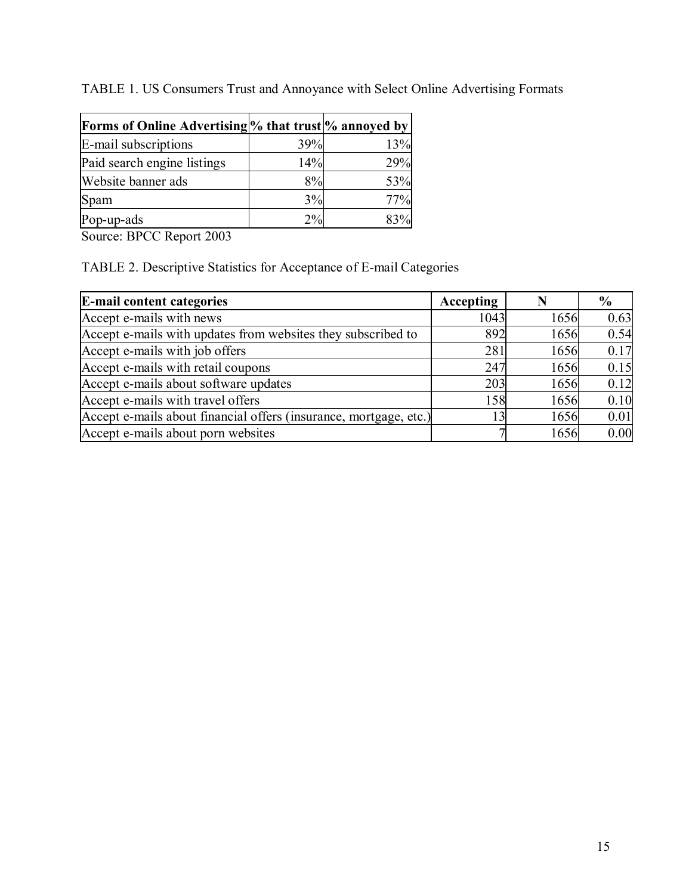TABLE 1. US Consumers Trust and Annoyance with Select Online Advertising Formats

| **Forms of Online Advertising** | **% that trust** | **% annoyed by** |
|---|---|---|
| E-mail subscriptions | 39% | 13% |
| Paid search engine listings | 14% | 29% |
| Website banner ads | 8% | 53% |
| Spam | 3% | 77% |
| Pop-up-ads | 2% | 83% |

Source: BPCC Report 2003

TABLE 2. Descriptive Statistics for Acceptance of E-mail Categories

| **E-mail content categories** | **Accepting** | **N** | **%** |
|---|---|---|---|
| Accept e-mails with news | 1043 | 1656 | 0.63 |
| Accept e-mails with updates from websites they subscribed to | 892 | 1656 | 0.54 |
| Accept e-mails with job offers | 281 | 1656 | 0.17 |
| Accept e-mails with retail coupons | 247 | 1656 | 0.15 |
| Accept e-mails about software updates | 203 | 1656 | 0.12 |
| Accept e-mails with travel offers | 158 | 1656 | 0.10 |
| Accept e-mails about financial offers (insurance, mortgage, etc.) | 13 | 1656 | 0.01 |
| Accept e-mails about porn websites | 7 | 1656 | 0.00 |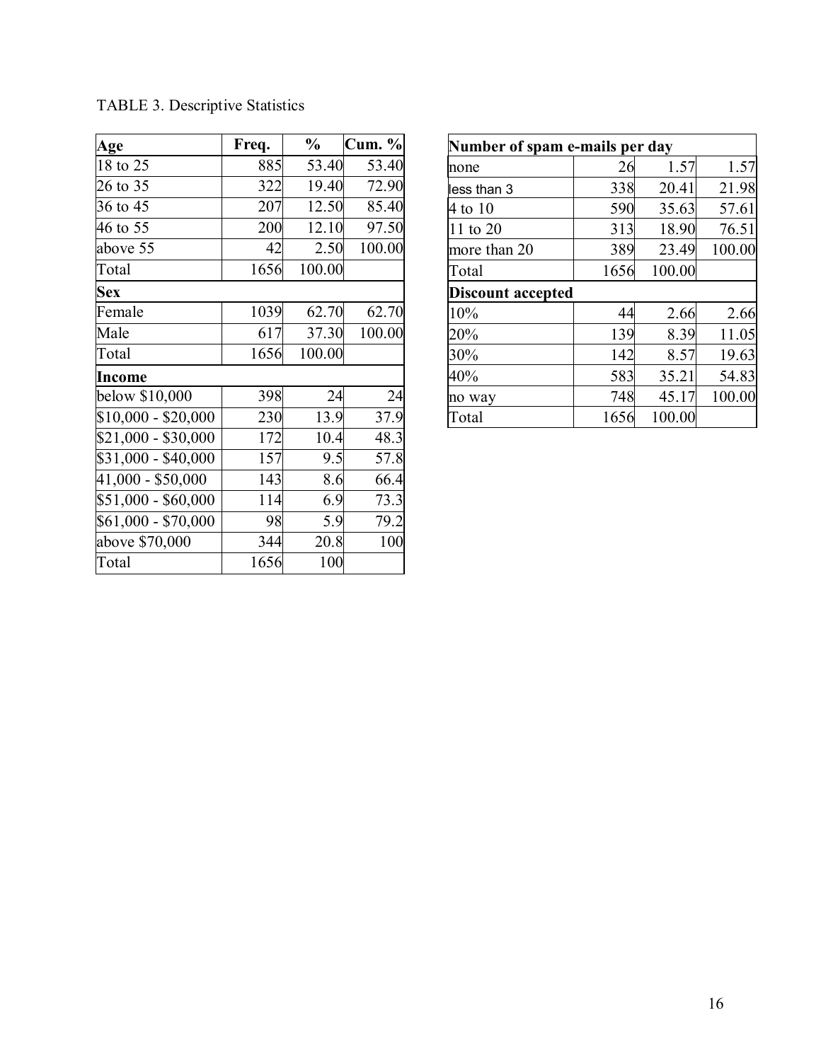TABLE 3. Descriptive Statistics

| Age | Freq. | % | Cum. % |
|---|---|---|---|
| 18 to 25 | 885 | 53.40 | 53.40 |
| 26 to 35 | 322 | 19.40 | 72.90 |
| 36 to 45 | 207 | 12.50 | 85.40 |
| 46 to 55 | 200 | 12.10 | 97.50 |
| above 55 | 42 | 2.50 | 100.00 |
| Total | 1656 | 100.00 | |
| **Sex** | | | |
| Female | 1039 | 62.70 | 62.70 |
| Male | 617 | 37.30 | 100.00 |
| Total | 1656 | 100.00 | |
| **Income** | | | |
| below $10,000 | 398 | 24 | 24 |
| $10,000 - $20,000 | 230 | 13.9 | 37.9 |
| $21,000 - $30,000 | 172 | 10.4 | 48.3 |
| $31,000 - $40,000 | 157 | 9.5 | 57.8 |
| 41,000 - $50,000 | 143 | 8.6 | 66.4 |
| $51,000 - $60,000 | 114 | 6.9 | 73.3 |
| $61,000 - $70,000 | 98 | 5.9 | 79.2 |
| above $70,000 | 344 | 20.8 | 100 |
| Total | 1656 | 100 | |

| Number of spam e-mails per day | | | |
|---|---|---|---|
| none | 26 | 1.57 | 1.57 |
| less than 3 | 338 | 20.41 | 21.98 |
| 4 to 10 | 590 | 35.63 | 57.61 |
| 11 to 20 | 313 | 18.90 | 76.51 |
| more than 20 | 389 | 23.49 | 100.00 |
| Total | 1656 | 100.00 | |
| **Discount accepted** | | | |
| 10% | 44 | 2.66 | 2.66 |
| 20% | 139 | 8.39 | 11.05 |
| 30% | 142 | 8.57 | 19.63 |
| 40% | 583 | 35.21 | 54.83 |
| no way | 748 | 45.17 | 100.00 |
| Total | 1656 | 100.00 | |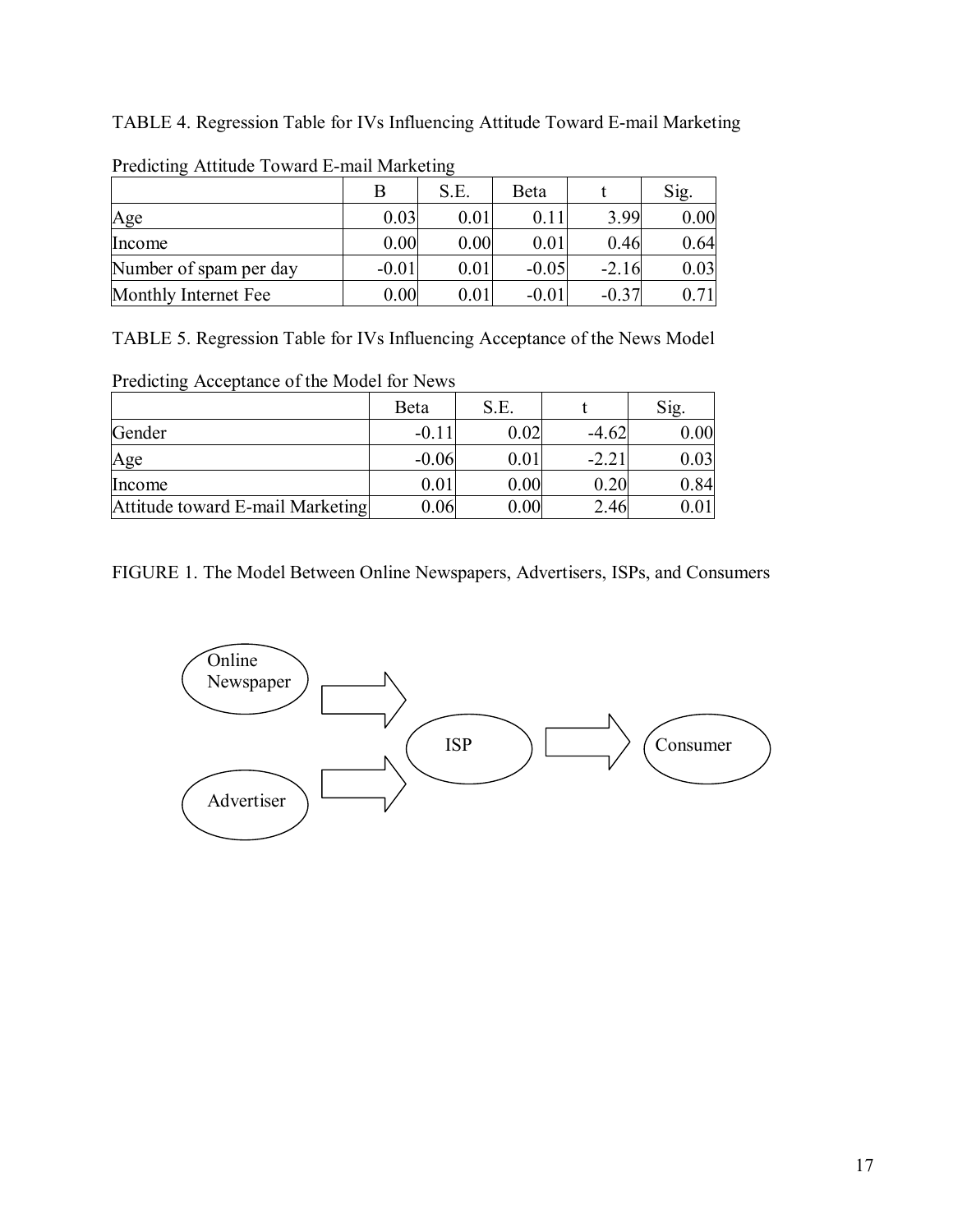TABLE 4. Regression Table for IVs Influencing Attitude Toward E-mail Marketing

Predicting Attitude Toward E-mail Marketing

| | B | S.E. | Beta | t | Sig. |
|---|---|---|---|---|---|
| Age | 0.03 | 0.01 | 0.11 | 3.99 | 0.00 |
| Income | 0.00 | 0.00 | 0.01 | 0.46 | 0.64 |
| Number of spam per day | -0.01 | 0.01 | -0.05 | -2.16 | 0.03 |
| Monthly Internet Fee | 0.00 | 0.01 | -0.01 | -0.37 | 0.71 |

TABLE 5. Regression Table for IVs Influencing Acceptance of the News Model

Predicting Acceptance of the Model for News

| | Beta | S.E. | t | Sig. |
|---|---|---|---|---|
| Gender | -0.11 | 0.02 | -4.62 | 0.00 |
| Age | -0.06 | 0.01 | -2.21 | 0.03 |
| Income | 0.01 | 0.00 | 0.20 | 0.84 |
| Attitude toward E-mail Marketing | 0.06 | 0.00 | 2.46 | 0.01 |

FIGURE 1. The Model Between Online Newspapers, Advertisers, ISPs, and Consumers

Online Newspaper

Advertiser

ISP

Consumer